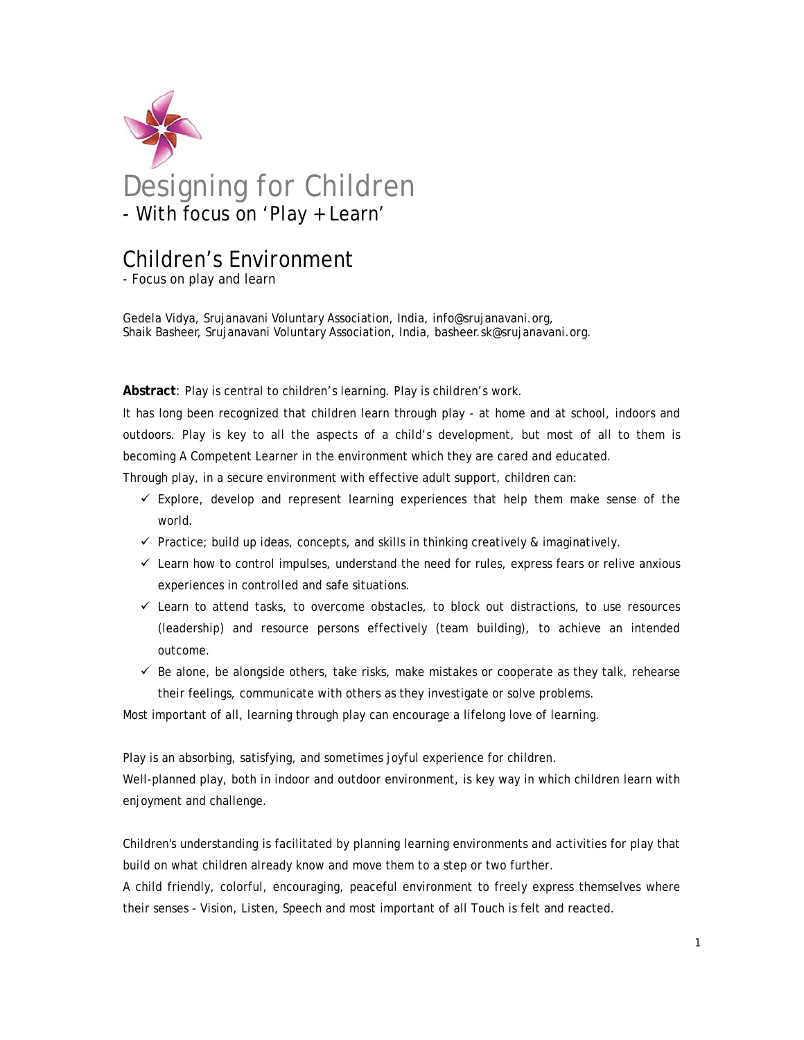# Designing for Children

## - With focus on 'Play + Learn'

# Children's Environment

- Focus on play and learn

Gedela Vidya, Srujanavani Voluntary Association, India, info@srujanavani.org,
Shaik Basheer, Srujanavani Voluntary Association, India, basheer.sk@srujanavani.org.

**Abstract**: Play is central to children's learning. Play is children's work.

It has long been recognized that children learn through play - at home and at school, indoors and outdoors. Play is key to all the aspects of a child's development, but most of all to them is becoming A Competent Learner in the environment which they are cared and educated.

Through play, in a secure environment with effective adult support, children can:

- ✓ Explore, develop and represent learning experiences that help them make sense of the world.
- ✓ Practice; build up ideas, concepts, and skills in thinking creatively & imaginatively.
- ✓ Learn how to control impulses, understand the need for rules, express fears or relive anxious experiences in controlled and safe situations.
- ✓ Learn to attend tasks, to overcome obstacles, to block out distractions, to use resources (leadership) and resource persons effectively (team building), to achieve an intended outcome.
- ✓ Be alone, be alongside others, take risks, make mistakes or cooperate as they talk, rehearse their feelings, communicate with others as they investigate or solve problems.

Most important of all, learning through play can encourage a lifelong love of learning.

Play is an absorbing, satisfying, and sometimes joyful experience for children.

Well-planned play, both in indoor and outdoor environment, is key way in which children learn with enjoyment and challenge.

Children's understanding is facilitated by planning learning environments and activities for play that build on what children already know and move them to a step or two further.

A child friendly, colorful, encouraging, peaceful environment to freely express themselves where their senses - Vision, Listen, Speech and most important of all Touch is felt and reacted.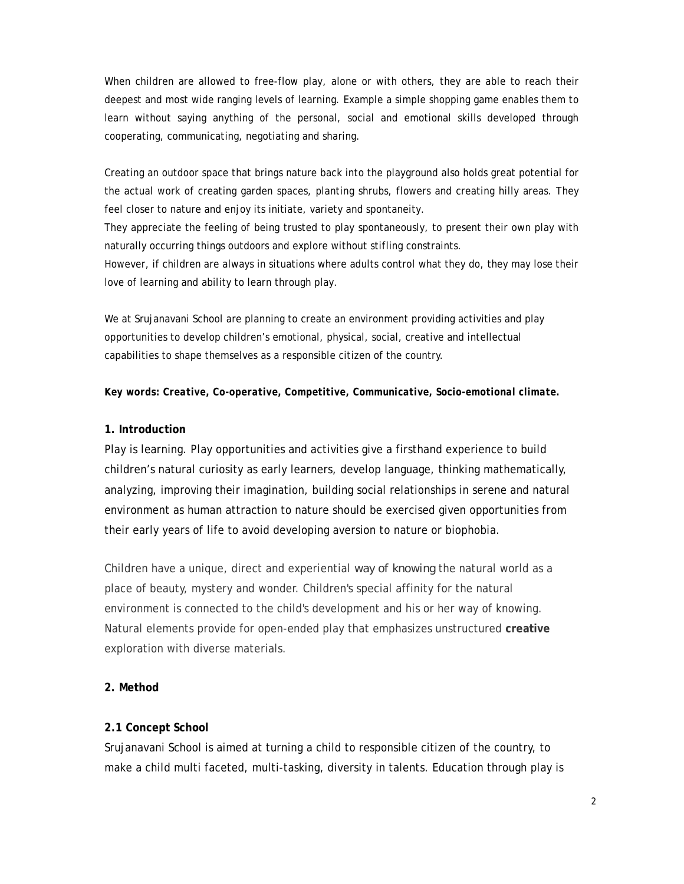When children are allowed to free-flow play, alone or with others, they are able to reach their deepest and most wide ranging levels of learning. Example a simple shopping game enables them to learn without saying anything of the personal, social and emotional skills developed through cooperating, communicating, negotiating and sharing.

Creating an outdoor space that brings nature back into the playground also holds great potential for the actual work of creating garden spaces, planting shrubs, flowers and creating hilly areas. They feel closer to nature and enjoy its initiate, variety and spontaneity.
They appreciate the feeling of being trusted to play spontaneously, to present their own play with naturally occurring things outdoors and explore without stifling constraints.
However, if children are always in situations where adults control what they do, they may lose their love of learning and ability to learn through play.

We at Srujanavani School are planning to create an environment providing activities and play opportunities to develop children's emotional, physical, social, creative and intellectual capabilities to shape themselves as a responsible citizen of the country.

***Key words: Creative, Co-operative, Competitive, Communicative, Socio-emotional climate.***

## 1. Introduction

Play is learning. Play opportunities and activities give a firsthand experience to build children's natural curiosity as early learners, develop language, thinking mathematically, analyzing, improving their imagination, building social relationships in serene and natural environment as human attraction to nature should be exercised given opportunities from their early years of life to avoid developing aversion to nature or biophobia.

Children have a unique, direct and experiential way of knowing the natural world as a place of beauty, mystery and wonder. Children's special affinity for the natural environment is connected to the child's development and his or her way of knowing. Natural elements provide for open-ended play that emphasizes unstructured **creative** exploration with diverse materials.

## 2. Method

### 2.1 Concept School

Srujanavani School is aimed at turning a child to responsible citizen of the country, to make a child multi faceted, multi-tasking, diversity in talents. Education through play is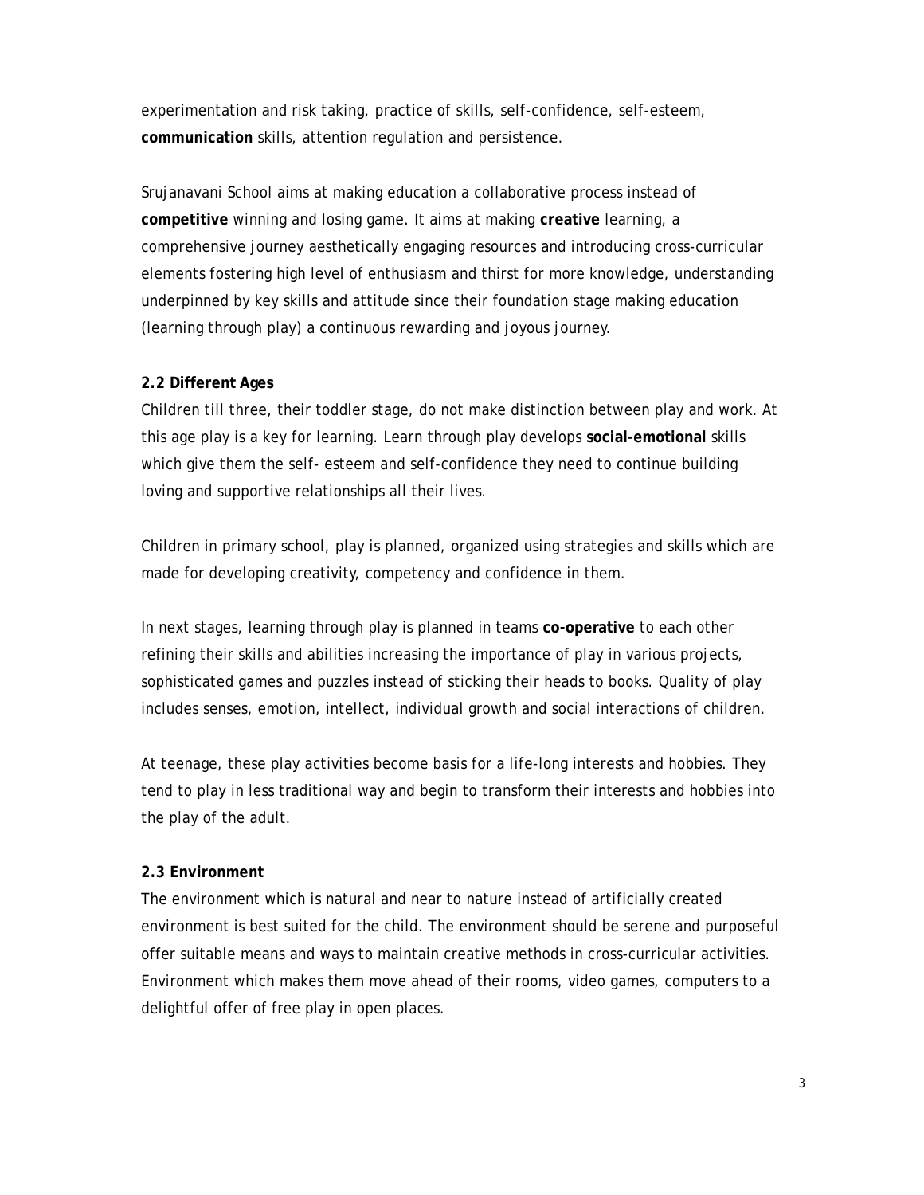experimentation and risk taking, practice of skills, self-confidence, self-esteem, **communication** skills, attention regulation and persistence.

Srujanavani School aims at making education a collaborative process instead of **competitive** winning and losing game. It aims at making **creative** learning, a comprehensive journey aesthetically engaging resources and introducing cross-curricular elements fostering high level of enthusiasm and thirst for more knowledge, understanding underpinned by key skills and attitude since their foundation stage making education (learning through play) a continuous rewarding and joyous journey.

### 2.2 Different Ages

Children till three, their toddler stage, do not make distinction between play and work. At this age play is a key for learning. Learn through play develops **social-emotional** skills which give them the self- esteem and self-confidence they need to continue building loving and supportive relationships all their lives.

Children in primary school, play is planned, organized using strategies and skills which are made for developing creativity, competency and confidence in them.

In next stages, learning through play is planned in teams **co-operative** to each other refining their skills and abilities increasing the importance of play in various projects, sophisticated games and puzzles instead of sticking their heads to books. Quality of play includes senses, emotion, intellect, individual growth and social interactions of children.

At teenage, these play activities become basis for a life-long interests and hobbies. They tend to play in less traditional way and begin to transform their interests and hobbies into the play of the adult.

### 2.3 Environment

The environment which is natural and near to nature instead of artificially created environment is best suited for the child. The environment should be serene and purposeful offer suitable means and ways to maintain creative methods in cross-curricular activities. Environment which makes them move ahead of their rooms, video games, computers to a delightful offer of free play in open places.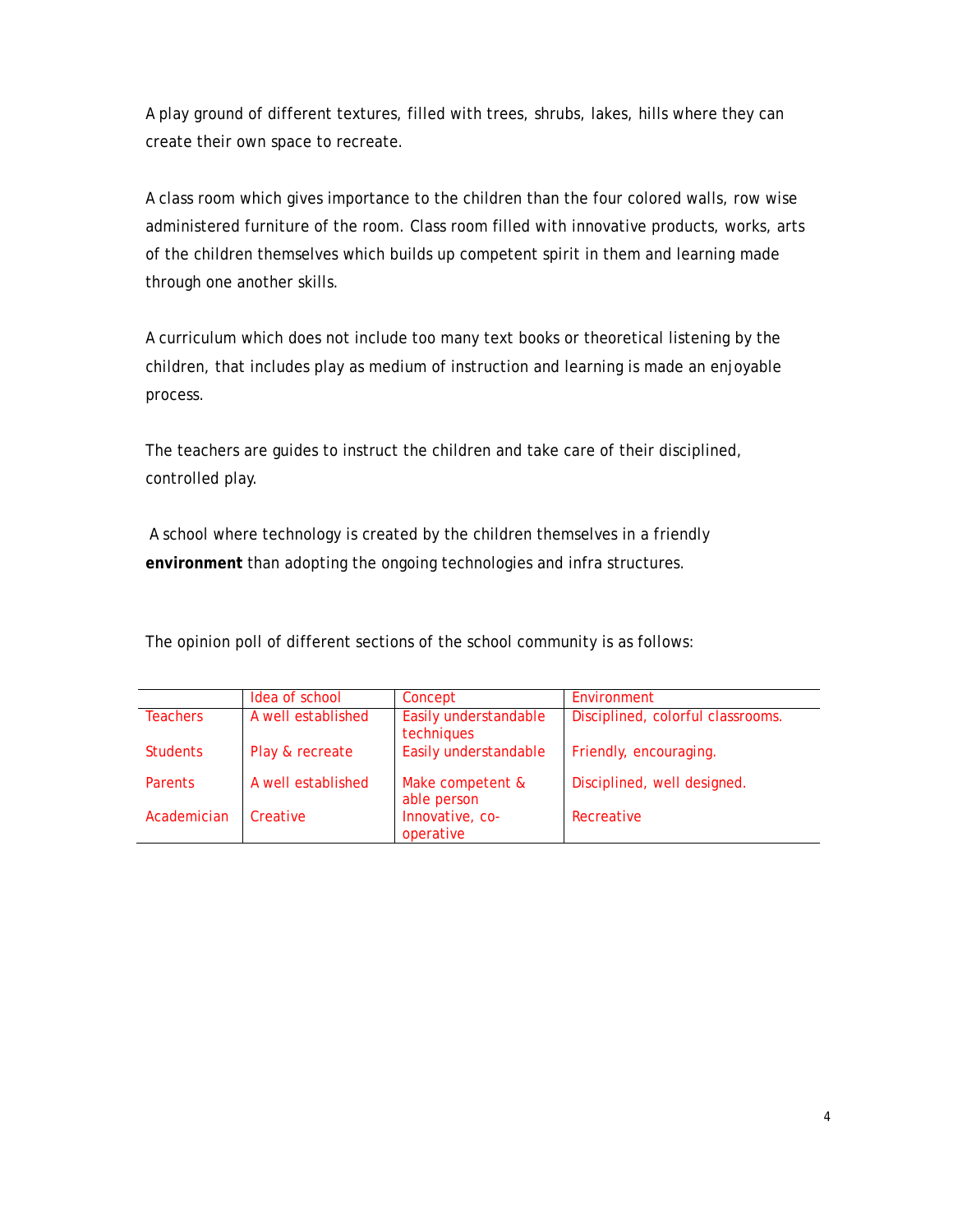A play ground of different textures, filled with trees, shrubs, lakes, hills where they can create their own space to recreate.

A class room which gives importance to the children than the four colored walls, row wise administered furniture of the room. Class room filled with innovative products, works, arts of the children themselves which builds up competent spirit in them and learning made through one another skills.

A curriculum which does not include too many text books or theoretical listening by the children, that includes play as medium of instruction and learning is made an enjoyable process.

The teachers are guides to instruct the children and take care of their disciplined, controlled play.

A school where technology is created by the children themselves in a friendly **environment** than adopting the ongoing technologies and infra structures.

The opinion poll of different sections of the school community is as follows:

| | Idea of school | Concept | Environment |
|---|---|---|---|
| Teachers | A well established | Easily understandable techniques | Disciplined, colorful classrooms. |
| Students | Play & recreate | Easily understandable | Friendly, encouraging. |
| Parents | A well established | Make competent & able person | Disciplined, well designed. |
| Academician | Creative | Innovative, co-operative | Recreative |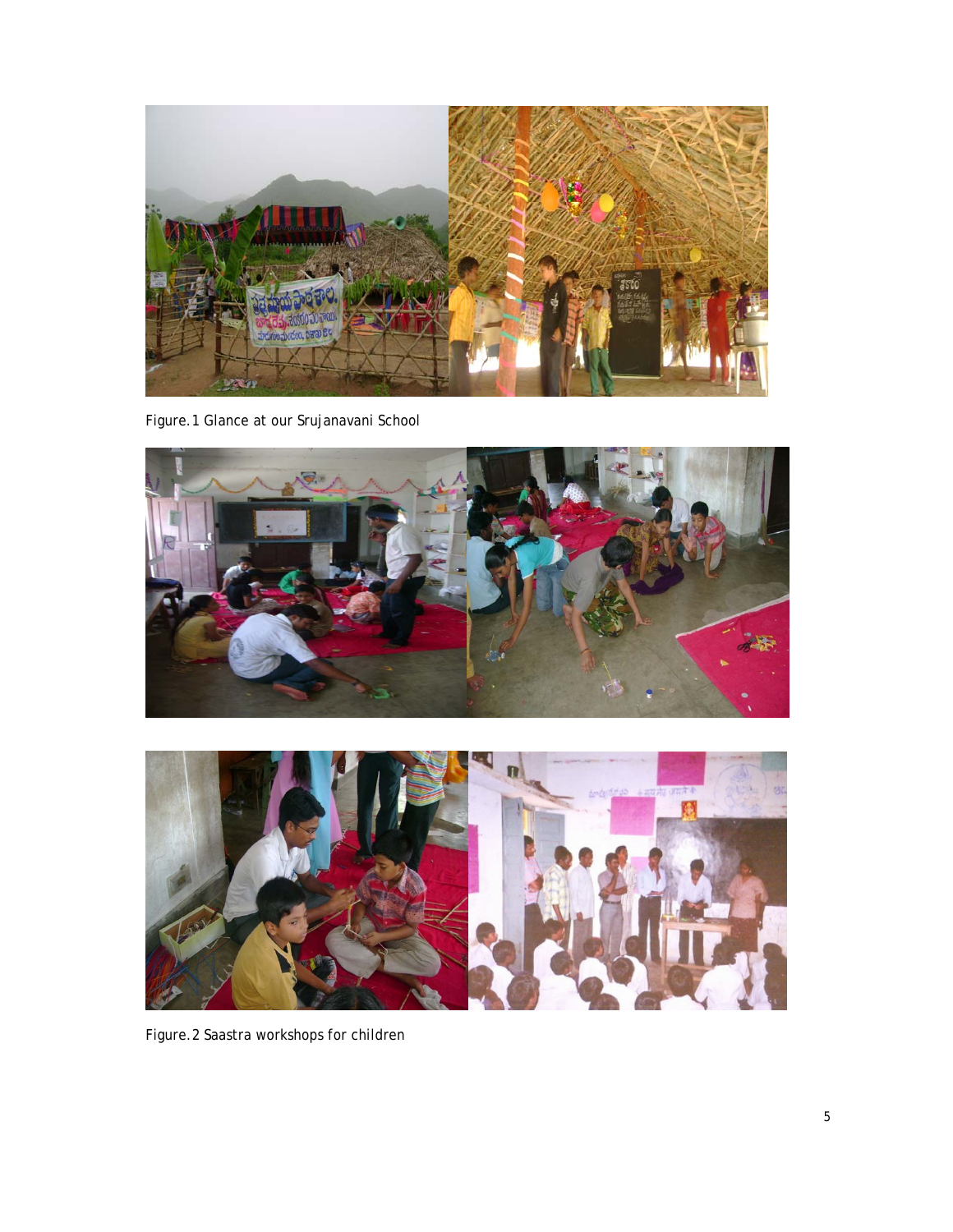Figure. 1 Glance at our Srujanavani School

Figure. 2 Saastra workshops for children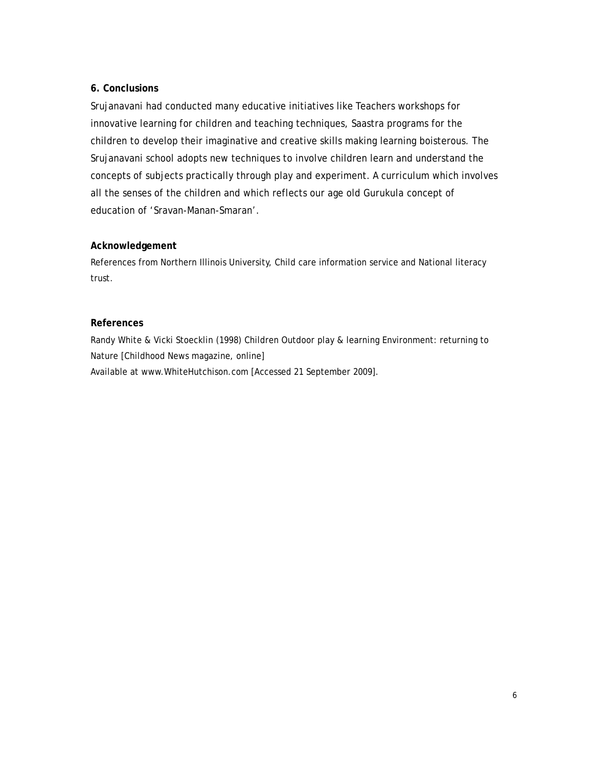## 6. Conclusions

Srujanavani had conducted many educative initiatives like Teachers workshops for innovative learning for children and teaching techniques, Saastra programs for the children to develop their imaginative and creative skills making learning boisterous. The Srujanavani school adopts new techniques to involve children learn and understand the concepts of subjects practically through play and experiment. A curriculum which involves all the senses of the children and which reflects our age old Gurukula concept of education of 'Sravan-Manan-Smaran'.

## Acknowledgement

References from Northern Illinois University, Child care information service and National literacy trust.

## References

Randy White & Vicki Stoecklin (1998) Children Outdoor play & learning Environment: returning to Nature [Childhood News magazine, online]
Available at www.WhiteHutchison.com [Accessed 21 September 2009].